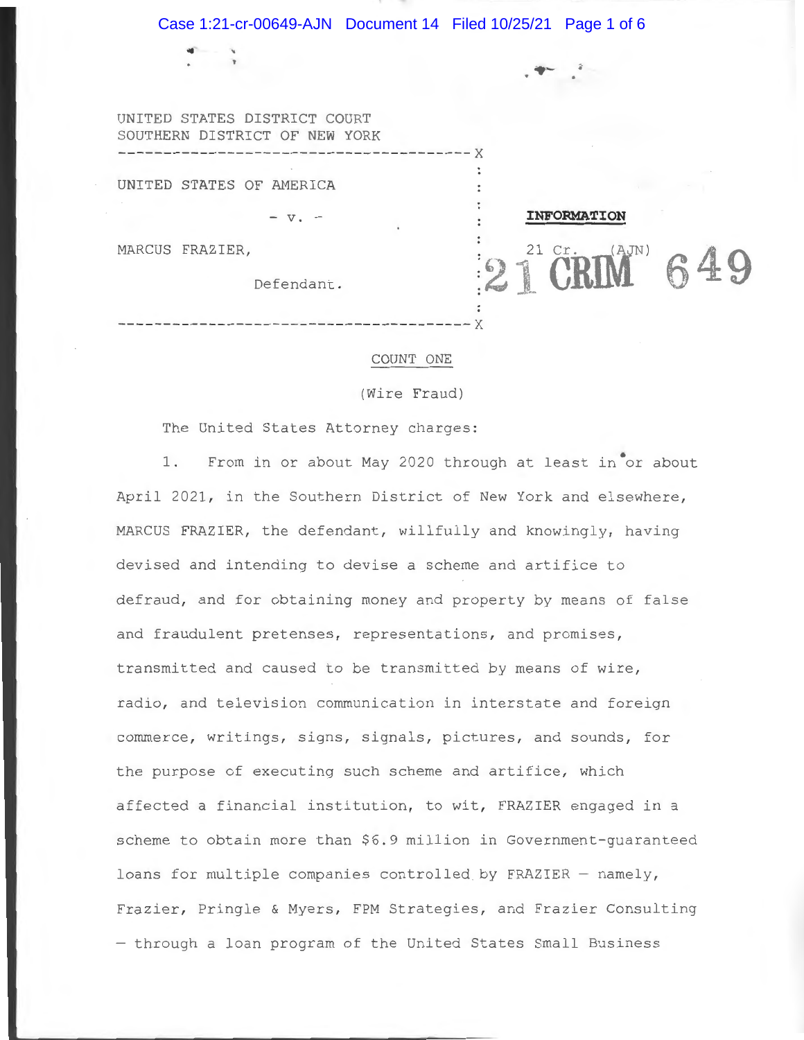UNITED STATES DISTRICT COURT
SOUTHERN DISTRICT OF NEW YORK

---

UNITED STATES OF AMERICA

\- v. -

MARCUS FRAZIER,

Defendant.

---

**INFORMATION**

21 Cr. (AJN)

21 CRIM 649

COUNT ONE

(Wire Fraud)

The United States Attorney charges:

1. From in or about May 2020 through at least in or about April 2021, in the Southern District of New York and elsewhere, MARCUS FRAZIER, the defendant, willfully and knowingly, having devised and intending to devise a scheme and artifice to defraud, and for obtaining money and property by means of false and fraudulent pretenses, representations, and promises, transmitted and caused to be transmitted by means of wire, radio, and television communication in interstate and foreign commerce, writings, signs, signals, pictures, and sounds, for the purpose of executing such scheme and artifice, which affected a financial institution, to wit, FRAZIER engaged in a scheme to obtain more than $6.9 million in Government-guaranteed loans for multiple companies controlled by FRAZIER – namely, Frazier, Pringle & Myers, FPM Strategies, and Frazier Consulting – through a loan program of the United States Small Business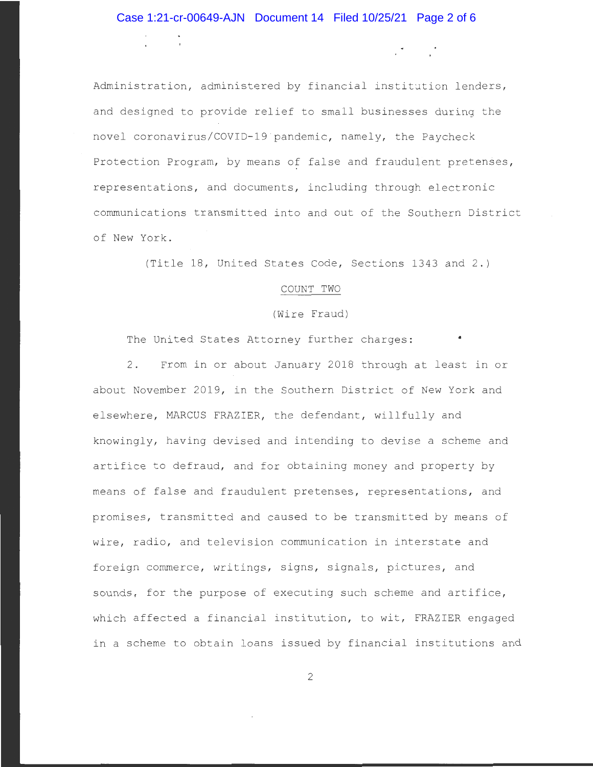Administration, administered by financial institution lenders, and designed to provide relief to small businesses during the novel coronavirus/COVID-19 pandemic, namely, the Paycheck Protection Program, by means of false and fraudulent pretenses, representations, and documents, including through electronic communications transmitted into and out of the Southern District of New York.

(Title 18, United States Code, Sections 1343 and 2.)

COUNT TWO

(Wire Fraud)

The United States Attorney further charges:

2. From in or about January 2018 through at least in or about November 2019, in the Southern District of New York and elsewhere, MARCUS FRAZIER, the defendant, willfully and knowingly, having devised and intending to devise a scheme and artifice to defraud, and for obtaining money and property by means of false and fraudulent pretenses, representations, and promises, transmitted and caused to be transmitted by means of wire, radio, and television communication in interstate and foreign commerce, writings, signs, signals, pictures, and sounds, for the purpose of executing such scheme and artifice, which affected a financial institution, to wit, FRAZIER engaged in a scheme to obtain loans issued by financial institutions and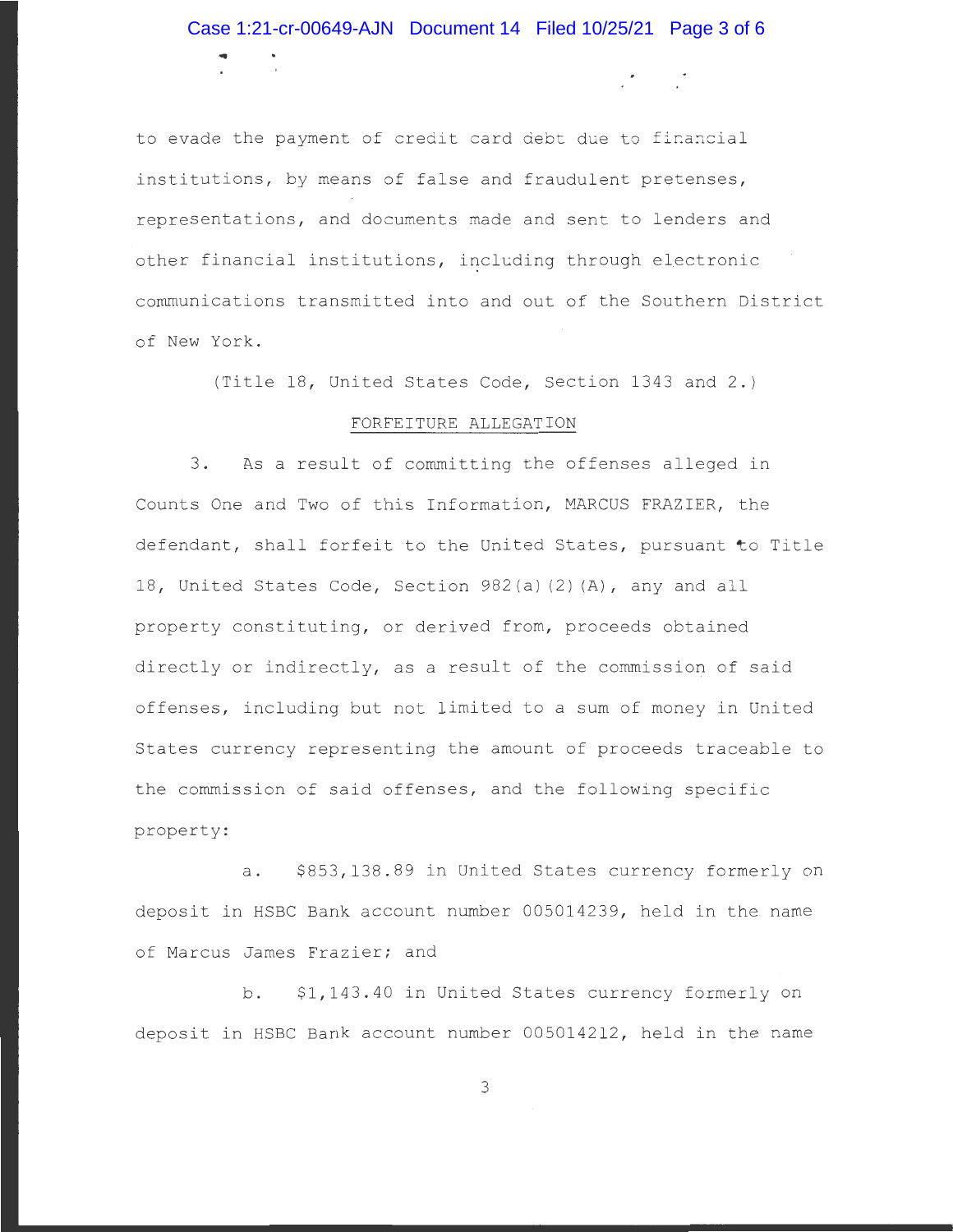to evade the payment of credit card debt due to financial institutions, by means of false and fraudulent pretenses, representations, and documents made and sent to lenders and other financial institutions, including through electronic communications transmitted into and out of the Southern District of New York.

(Title 18, United States Code, Section 1343 and 2.)

FORFEITURE ALLEGATION

3. As a result of committing the offenses alleged in Counts One and Two of this Information, MARCUS FRAZIER, the defendant, shall forfeit to the United States, pursuant to Title 18, United States Code, Section 982(a)(2)(A), any and all property constituting, or derived from, proceeds obtained directly or indirectly, as a result of the commission of said offenses, including but not limited to a sum of money in United States currency representing the amount of proceeds traceable to the commission of said offenses, and the following specific property:

a. $853,138.89 in United States currency formerly on deposit in HSBC Bank account number 005014239, held in the name of Marcus James Frazier; and

b. $1,143.40 in United States currency formerly on deposit in HSBC Bank account number 005014212, held in the name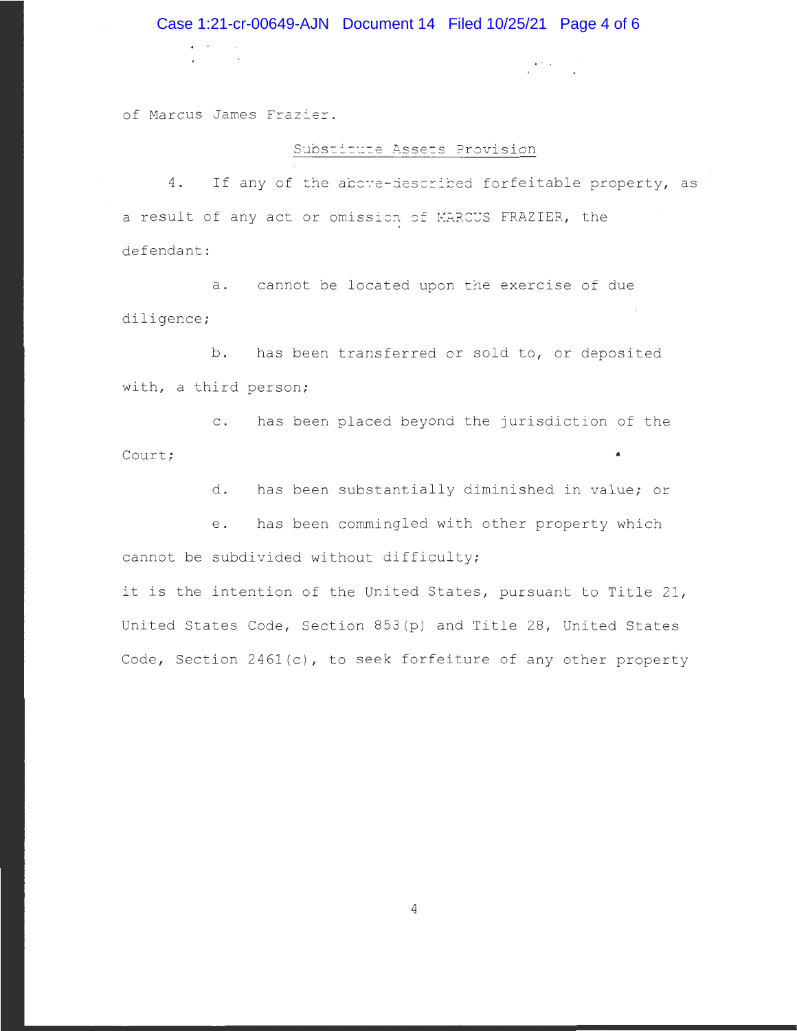of Marcus James Frazier.

Substitute Assets Provision

4. If any of the above-described forfeitable property, as a result of any act or omission of MARCUS FRAZIER, the defendant:

a. cannot be located upon the exercise of due diligence;

b. has been transferred or sold to, or deposited with, a third person;

c. has been placed beyond the jurisdiction of the Court;

d. has been substantially diminished in value; or

e. has been commingled with other property which cannot be subdivided without difficulty;

it is the intention of the United States, pursuant to Title 21, United States Code, Section 853(p) and Title 28, United States Code, Section 2461(c), to seek forfeiture of any other property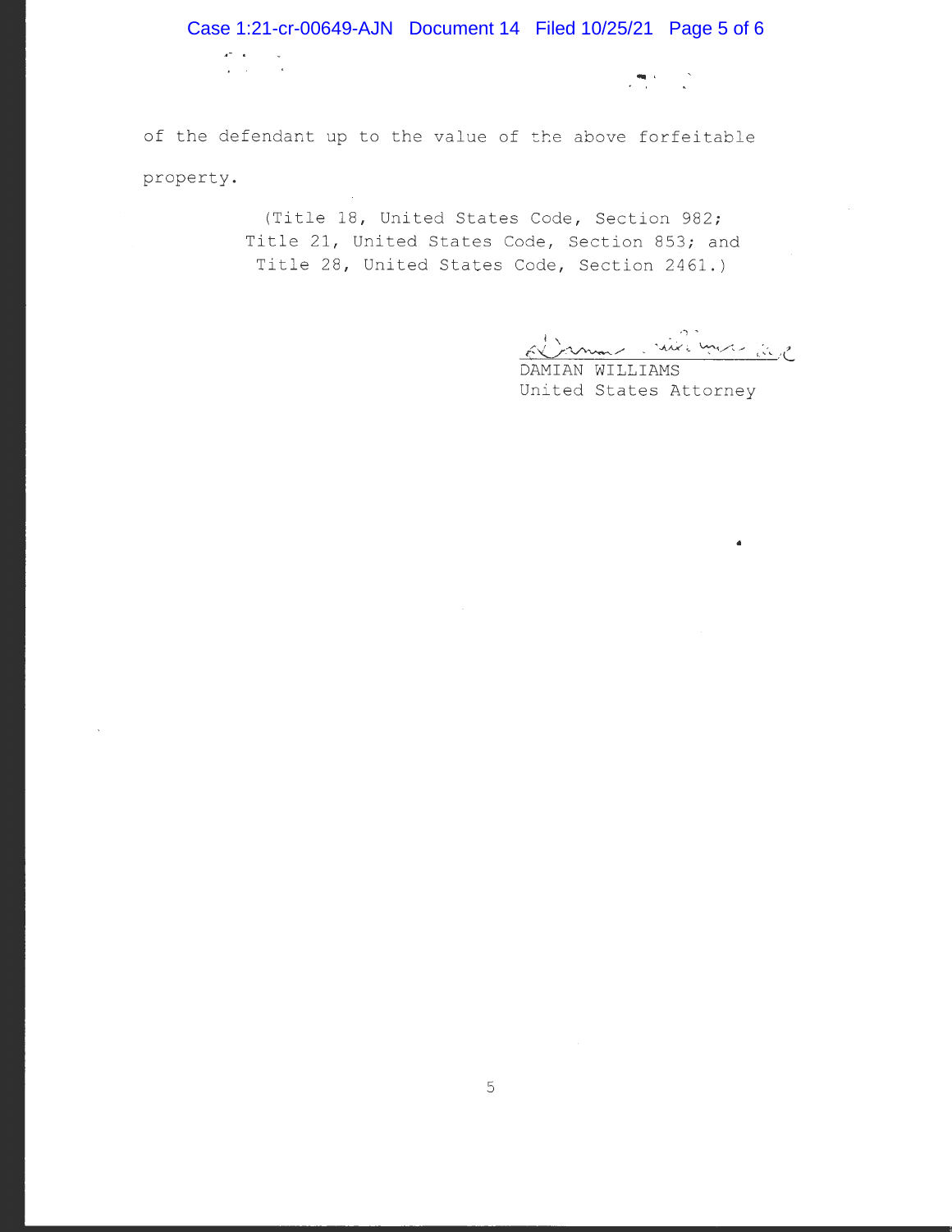of the defendant up to the value of the above forfeitable property.

(Title 18, United States Code, Section 982;
Title 21, United States Code, Section 853; and
Title 28, United States Code, Section 2461.)

DAMIAN WILLIAMS
United States Attorney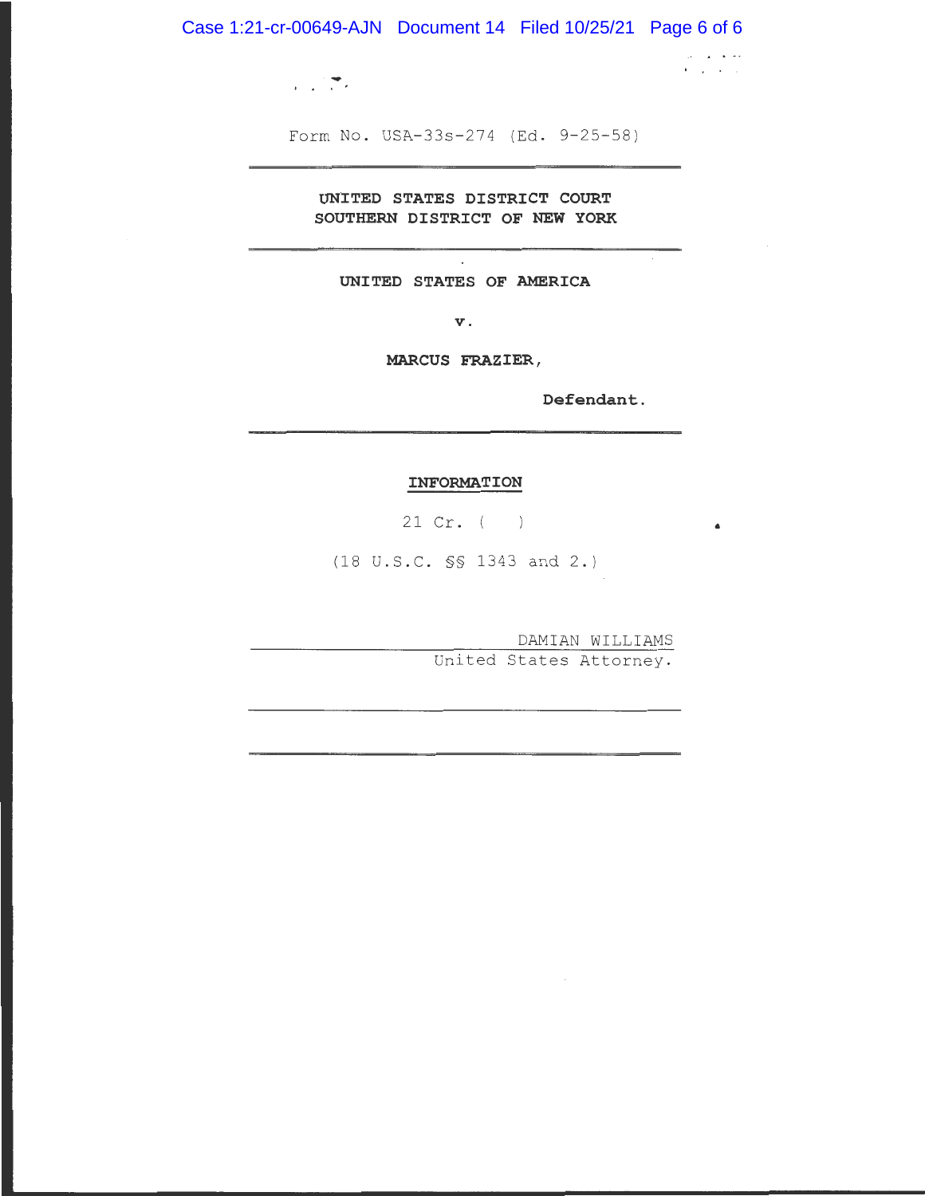Form No. USA-33s-274 (Ed. 9-25-58)

---

UNITED STATES DISTRICT COURT
SOUTHERN DISTRICT OF NEW YORK

---

UNITED STATES OF AMERICA

v.

MARCUS FRAZIER,

Defendant.

---

**INFORMATION**

21 Cr. (     )

(18 U.S.C. §§ 1343 and 2.)

DAMIAN WILLIAMS
United States Attorney.